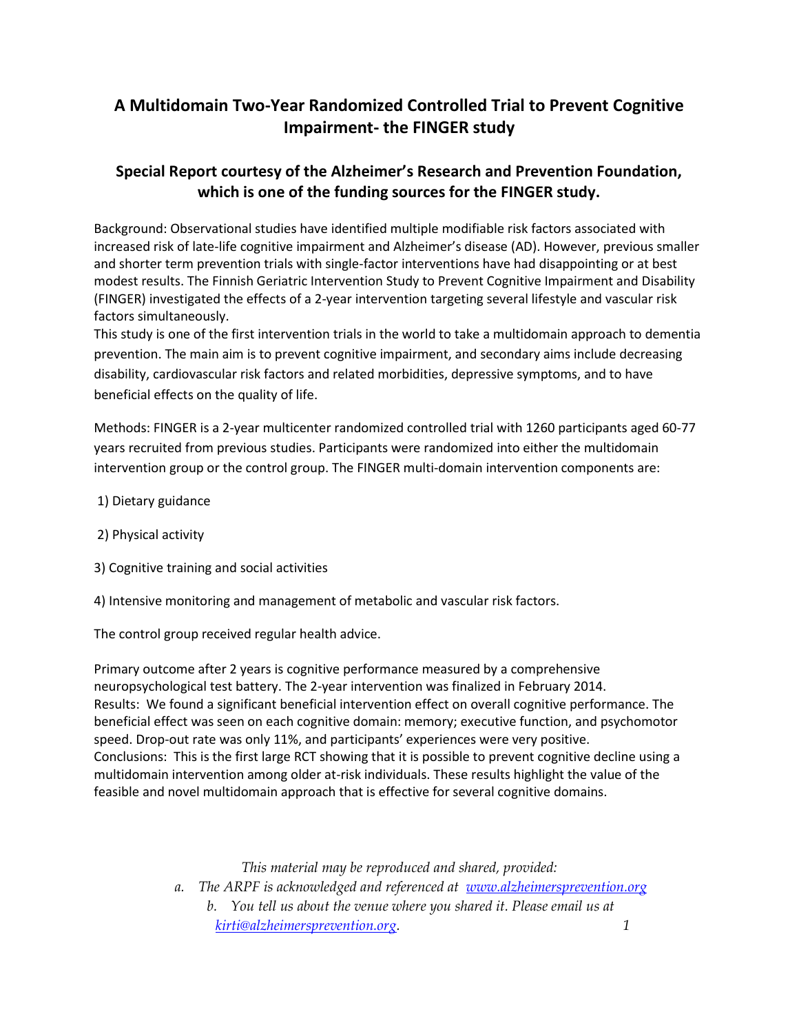# A Multidomain Two-Year Randomized Controlled Trial to Prevent Cognitive Impairment- the FINGER study

## Special Report courtesy of the Alzheimer's Research and Prevention Foundation, which is one of the funding sources for the FINGER study.

Background: Observational studies have identified multiple modifiable risk factors associated with increased risk of late-life cognitive impairment and Alzheimer's disease (AD). However, previous smaller and shorter term prevention trials with single-factor interventions have had disappointing or at best modest results. The Finnish Geriatric Intervention Study to Prevent Cognitive Impairment and Disability (FINGER) investigated the effects of a 2-year intervention targeting several lifestyle and vascular risk factors simultaneously.

This study is one of the first intervention trials in the world to take a multidomain approach to dementia prevention. The main aim is to prevent cognitive impairment, and secondary aims include decreasing disability, cardiovascular risk factors and related morbidities, depressive symptoms, and to have beneficial effects on the quality of life.

Methods: FINGER is a 2-year multicenter randomized controlled trial with 1260 participants aged 60-77 years recruited from previous studies. Participants were randomized into either the multidomain intervention group or the control group. The FINGER multi-domain intervention components are:

1) Dietary guidance

2) Physical activity

3) Cognitive training and social activities

4) Intensive monitoring and management of metabolic and vascular risk factors.

The control group received regular health advice.

Primary outcome after 2 years is cognitive performance measured by a comprehensive neuropsychological test battery. The 2-year intervention was finalized in February 2014.

Results: We found a significant beneficial intervention effect on overall cognitive performance. The beneficial effect was seen on each cognitive domain: memory; executive function, and psychomotor speed. Drop-out rate was only 11%, and participants' experiences were very positive.

Conclusions: This is the first large RCT showing that it is possible to prevent cognitive decline using a multidomain intervention among older at-risk individuals. These results highlight the value of the feasible and novel multidomain approach that is effective for several cognitive domains.

*This material may be reproduced and shared, provided:*

*a. The ARPF is acknowledged and referenced at [www.alzheimersprevention.org](http://www.alzheimersprevention.org)*

*b. You tell us about the venue where you shared it. Please email us at [kirti@alzheimersprevention.org](mailto:kirti@alzheimersprevention.org).*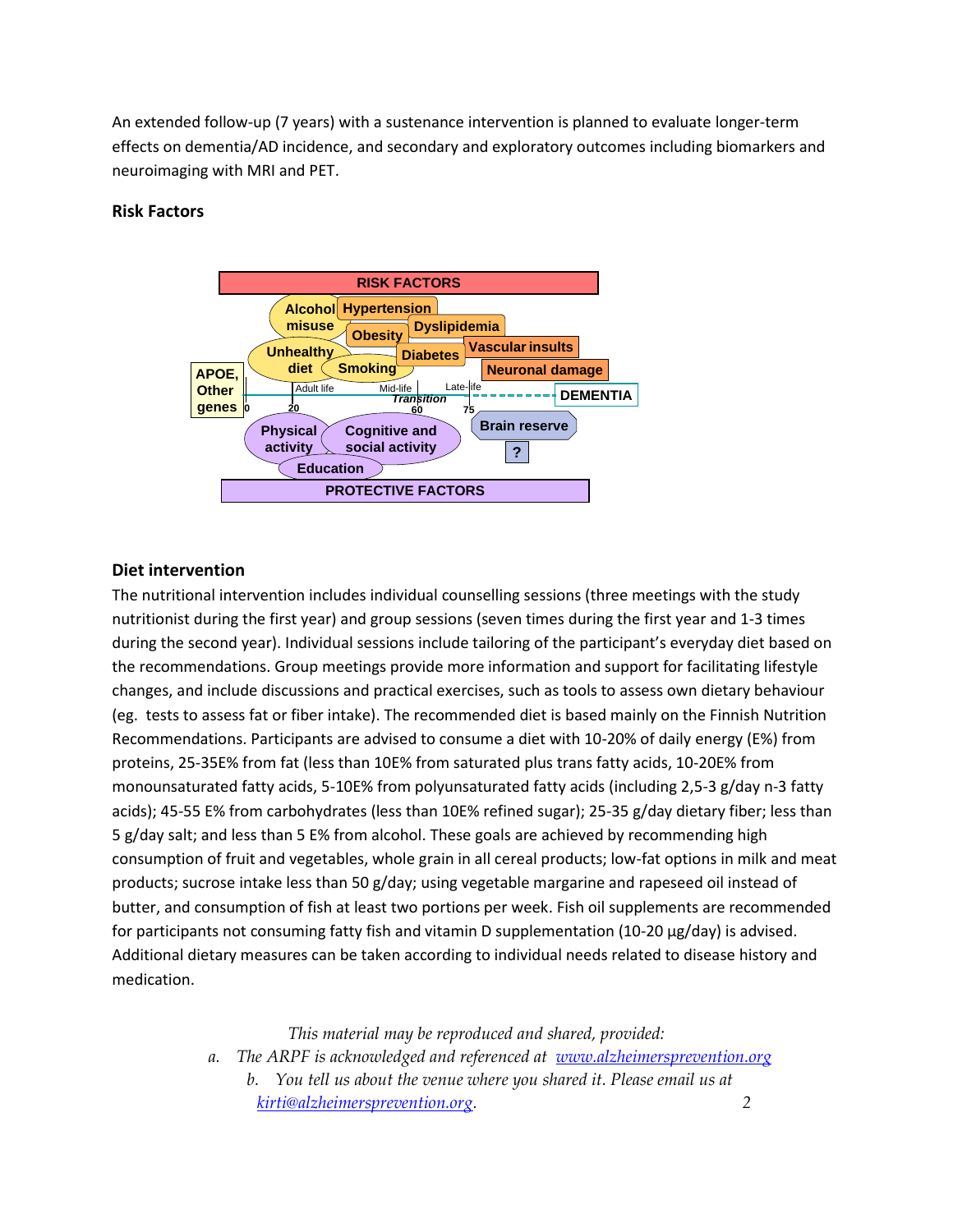An extended follow-up (7 years) with a sustenance intervention is planned to evaluate longer-term effects on dementia/AD incidence, and secondary and exploratory outcomes including biomarkers and neuroimaging with MRI and PET.

**Risk Factors**

**Diet intervention**

The nutritional intervention includes individual counselling sessions (three meetings with the study nutritionist during the first year) and group sessions (seven times during the first year and 1-3 times during the second year). Individual sessions include tailoring of the participant's everyday diet based on the recommendations. Group meetings provide more information and support for facilitating lifestyle changes, and include discussions and practical exercises, such as tools to assess own dietary behaviour (eg. tests to assess fat or fiber intake). The recommended diet is based mainly on the Finnish Nutrition Recommendations. Participants are advised to consume a diet with 10-20% of daily energy (E%) from proteins, 25-35E% from fat (less than 10E% from saturated plus trans fatty acids, 10-20E% from monounsaturated fatty acids, 5-10E% from polyunsaturated fatty acids (including 2,5-3 g/day n-3 fatty acids); 45-55 E% from carbohydrates (less than 10E% refined sugar); 25-35 g/day dietary fiber; less than 5 g/day salt; and less than 5 E% from alcohol. These goals are achieved by recommending high consumption of fruit and vegetables, whole grain in all cereal products; low-fat options in milk and meat products; sucrose intake less than 50 g/day; using vegetable margarine and rapeseed oil instead of butter, and consumption of fish at least two portions per week. Fish oil supplements are recommended for participants not consuming fatty fish and vitamin D supplementation (10-20 µg/day) is advised. Additional dietary measures can be taken according to individual needs related to disease history and medication.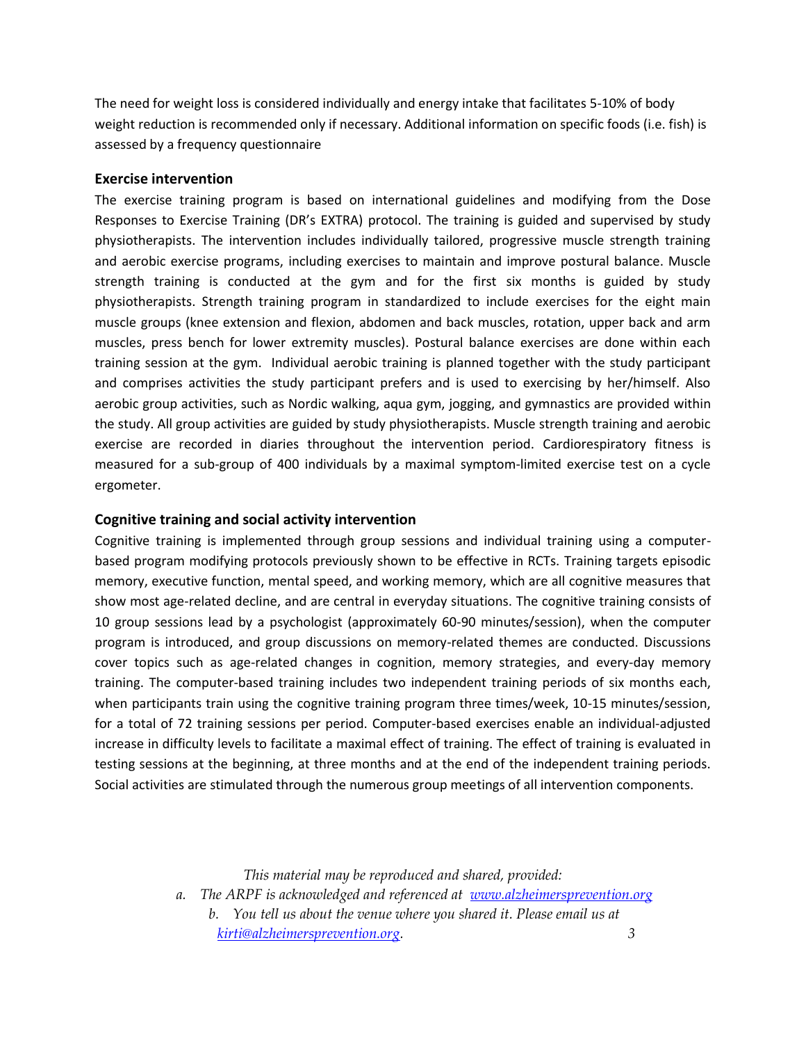The need for weight loss is considered individually and energy intake that facilitates 5-10% of body weight reduction is recommended only if necessary. Additional information on specific foods (i.e. fish) is assessed by a frequency questionnaire

## Exercise intervention

The exercise training program is based on international guidelines and modifying from the Dose Responses to Exercise Training (DR's EXTRA) protocol. The training is guided and supervised by study physiotherapists. The intervention includes individually tailored, progressive muscle strength training and aerobic exercise programs, including exercises to maintain and improve postural balance. Muscle strength training is conducted at the gym and for the first six months is guided by study physiotherapists. Strength training program in standardized to include exercises for the eight main muscle groups (knee extension and flexion, abdomen and back muscles, rotation, upper back and arm muscles, press bench for lower extremity muscles). Postural balance exercises are done within each training session at the gym. Individual aerobic training is planned together with the study participant and comprises activities the study participant prefers and is used to exercising by her/himself. Also aerobic group activities, such as Nordic walking, aqua gym, jogging, and gymnastics are provided within the study. All group activities are guided by study physiotherapists. Muscle strength training and aerobic exercise are recorded in diaries throughout the intervention period. Cardiorespiratory fitness is measured for a sub-group of 400 individuals by a maximal symptom-limited exercise test on a cycle ergometer.

## Cognitive training and social activity intervention

Cognitive training is implemented through group sessions and individual training using a computer-based program modifying protocols previously shown to be effective in RCTs. Training targets episodic memory, executive function, mental speed, and working memory, which are all cognitive measures that show most age-related decline, and are central in everyday situations. The cognitive training consists of 10 group sessions lead by a psychologist (approximately 60-90 minutes/session), when the computer program is introduced, and group discussions on memory-related themes are conducted. Discussions cover topics such as age-related changes in cognition, memory strategies, and every-day memory training. The computer-based training includes two independent training periods of six months each, when participants train using the cognitive training program three times/week, 10-15 minutes/session, for a total of 72 training sessions per period. Computer-based exercises enable an individual-adjusted increase in difficulty levels to facilitate a maximal effect of training. The effect of training is evaluated in testing sessions at the beginning, at three months and at the end of the independent training periods. Social activities are stimulated through the numerous group meetings of all intervention components.

*This material may be reproduced and shared, provided:*

*a. The ARPF is acknowledged and referenced at [www.alzheimersprevention.org](www.alzheimersprevention.org)*

*b. You tell us about the venue where you shared it. Please email us at [kirti@alzheimersprevention.org](mailto:kirti@alzheimersprevention.org).*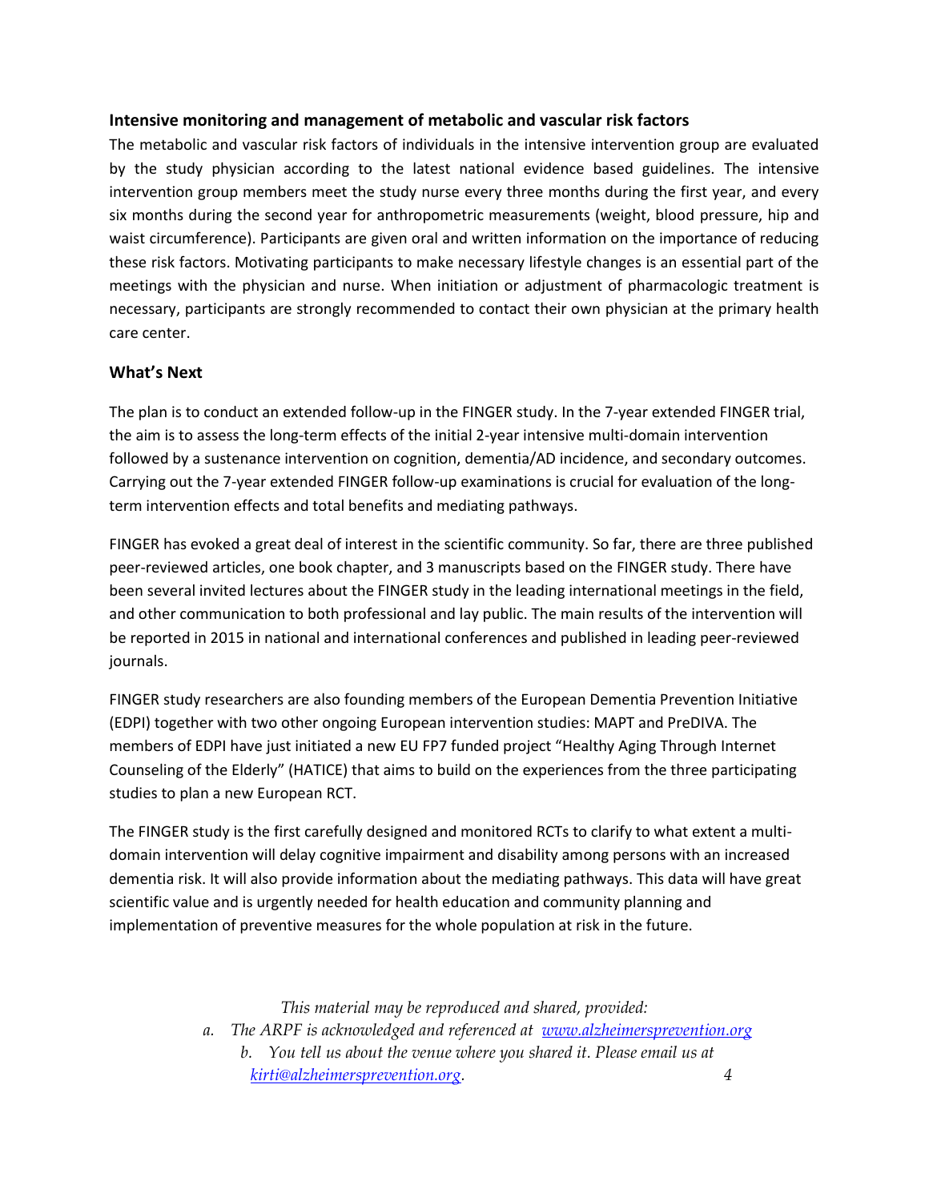### Intensive monitoring and management of metabolic and vascular risk factors

The metabolic and vascular risk factors of individuals in the intensive intervention group are evaluated by the study physician according to the latest national evidence based guidelines. The intensive intervention group members meet the study nurse every three months during the first year, and every six months during the second year for anthropometric measurements (weight, blood pressure, hip and waist circumference). Participants are given oral and written information on the importance of reducing these risk factors. Motivating participants to make necessary lifestyle changes is an essential part of the meetings with the physician and nurse. When initiation or adjustment of pharmacologic treatment is necessary, participants are strongly recommended to contact their own physician at the primary health care center.

### What's Next

The plan is to conduct an extended follow-up in the FINGER study. In the 7-year extended FINGER trial, the aim is to assess the long-term effects of the initial 2-year intensive multi-domain intervention followed by a sustenance intervention on cognition, dementia/AD incidence, and secondary outcomes. Carrying out the 7-year extended FINGER follow-up examinations is crucial for evaluation of the long-term intervention effects and total benefits and mediating pathways.

FINGER has evoked a great deal of interest in the scientific community. So far, there are three published peer-reviewed articles, one book chapter, and 3 manuscripts based on the FINGER study. There have been several invited lectures about the FINGER study in the leading international meetings in the field, and other communication to both professional and lay public. The main results of the intervention will be reported in 2015 in national and international conferences and published in leading peer-reviewed journals.

FINGER study researchers are also founding members of the European Dementia Prevention Initiative (EDPI) together with two other ongoing European intervention studies: MAPT and PreDIVA. The members of EDPI have just initiated a new EU FP7 funded project "Healthy Aging Through Internet Counseling of the Elderly" (HATICE) that aims to build on the experiences from the three participating studies to plan a new European RCT.

The FINGER study is the first carefully designed and monitored RCTs to clarify to what extent a multi-domain intervention will delay cognitive impairment and disability among persons with an increased dementia risk. It will also provide information about the mediating pathways. This data will have great scientific value and is urgently needed for health education and community planning and implementation of preventive measures for the whole population at risk in the future.

*This material may be reproduced and shared, provided:*

*a. The ARPF is acknowledged and referenced at [www.alzheimersprevention.org](http://www.alzheimersprevention.org)*

*b. You tell us about the venue where you shared it. Please email us at [kirti@alzheimersprevention.org](mailto:kirti@alzheimersprevention.org).*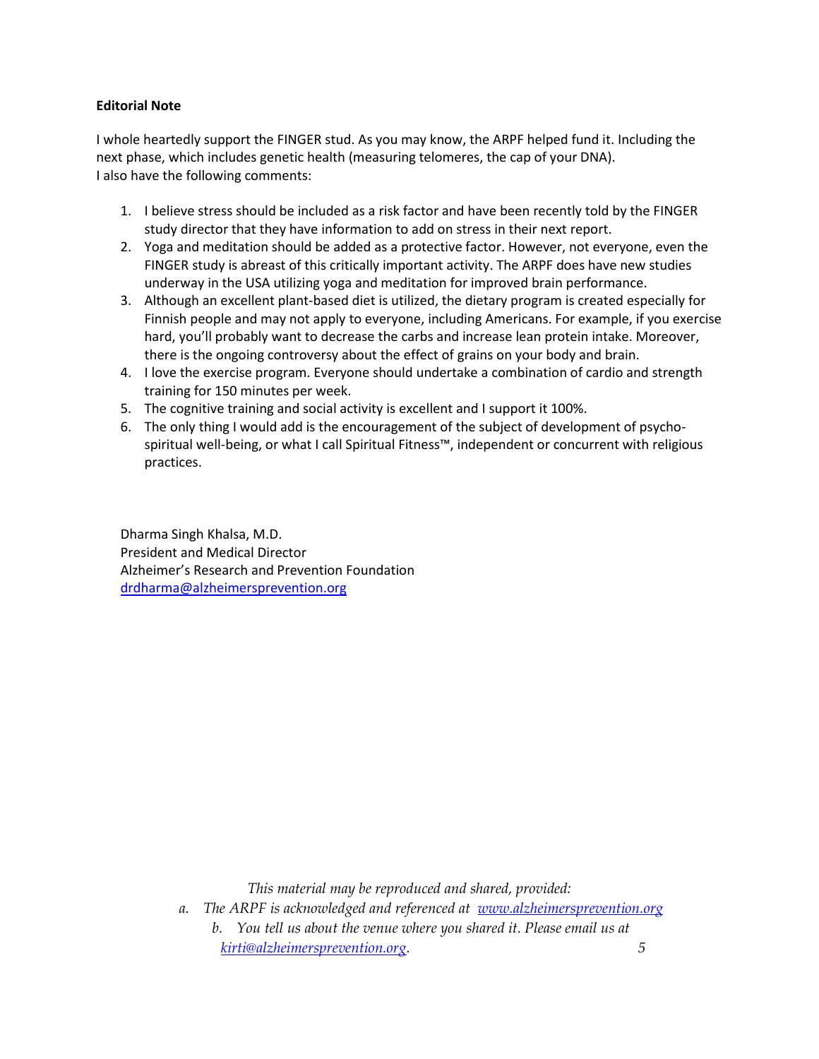**Editorial Note**

I whole heartedly support the FINGER stud. As you may know, the ARPF helped fund it. Including the next phase, which includes genetic health (measuring telomeres, the cap of your DNA).
I also have the following comments:

1. I believe stress should be included as a risk factor and have been recently told by the FINGER study director that they have information to add on stress in their next report.
2. Yoga and meditation should be added as a protective factor. However, not everyone, even the FINGER study is abreast of this critically important activity. The ARPF does have new studies underway in the USA utilizing yoga and meditation for improved brain performance.
3. Although an excellent plant-based diet is utilized, the dietary program is created especially for Finnish people and may not apply to everyone, including Americans. For example, if you exercise hard, you'll probably want to decrease the carbs and increase lean protein intake. Moreover, there is the ongoing controversy about the effect of grains on your body and brain.
4. I love the exercise program. Everyone should undertake a combination of cardio and strength training for 150 minutes per week.
5. The cognitive training and social activity is excellent and I support it 100%.
6. The only thing I would add is the encouragement of the subject of development of psycho-spiritual well-being, or what I call Spiritual Fitness™, independent or concurrent with religious practices.

Dharma Singh Khalsa, M.D.
President and Medical Director
Alzheimer's Research and Prevention Foundation
drdharma@alzheimersprevention.org

*This material may be reproduced and shared, provided:*

*a. The ARPF is acknowledged and referenced at www.alzheimersprevention.org*

*b. You tell us about the venue where you shared it. Please email us at kirti@alzheimersprevention.org.*